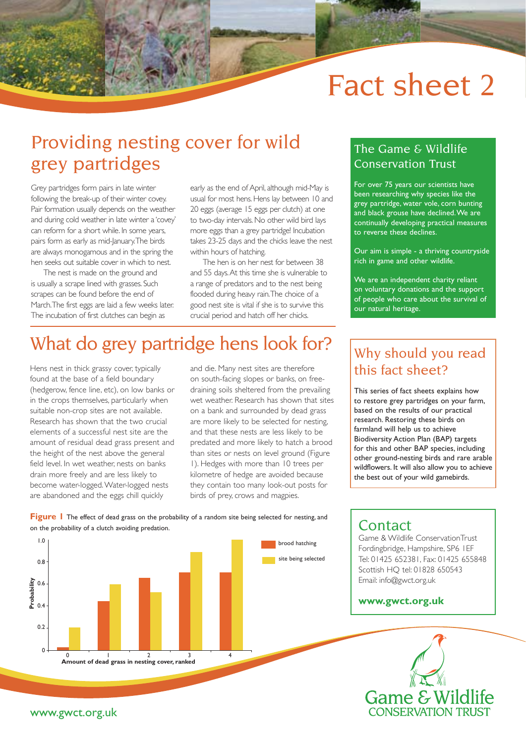# Fact sheet 2

## Providing nesting cover for wild grey partridges

Grey partridges form pairs in late winter following the break-up of their winter covey. Pair formation usually depends on the weather and during cold weather in late winter a 'covey' can reform for a short while. In some years, pairs form as early as mid-January. The birds are always monogamous and in the spring the hen seeks out suitable cover in which to nest.

The nest is made on the ground and is usually a scrape lined with grasses. Such scrapes can be found before the end of March. The first eggs are laid a few weeks later. The incubation of first clutches can begin as early as the end of April, although mid-May is usual for most hens. Hens lay between 10 and 20 eggs (average 15 eggs per clutch) at one to two-day intervals. No other wild bird lays more eggs than a grey partridge! Incubation takes 23-25 days and the chicks leave the nest within hours of hatching.

The hen is on her nest for between 38 and 55 days. At this time she is vulnerable to a range of predators and to the nest being flooded during heavy rain. The choice of a good nest site is vital if she is to survive this crucial period and hatch off her chicks.

## What do grey partridge hens look for?

Hens nest in thick grassy cover, typically found at the base of a field boundary (hedgerow, fence line, etc), on low banks or in the crops themselves, particularly when suitable non-crop sites are not available. Research has shown that the two crucial elements of a successful nest site are the amount of residual dead grass present and the height of the nest above the general field level. In wet weather, nests on banks drain more freely and are less likely to become water-logged. Water-logged nests are abandoned and the eggs chill quickly and die. Many nest sites are therefore on south-facing slopes or banks, on free-draining soils sheltered from the prevailing wet weather. Research has shown that sites on a bank and surrounded by dead grass are more likely to be selected for nesting, and that these nests are less likely to be predated and more likely to hatch a brood than sites or nests on level ground (Figure 1). Hedges with more than 10 trees per kilometre of hedge are avoided because they contain too many look-out posts for birds of prey, crows and magpies.

**Figure 1** The effect of dead grass on the probability of a random site being selected for nesting, and on the probability of a clutch avoiding predation.

| Amount of dead grass in nesting cover, ranked | Brood hatching (probability) | Site being selected (probability) |
|---|---|---|
| 0 | ~0.02 | ~0.2 |
| 1 | ~0.44 | ~0.59 |
| 2 | ~0.65 | ~0.52 |
| 3 | ~0.70 | ~0.89 |
| 4 | ~0.70 | ~1.0 |

## The Game & Wildlife Conservation Trust

For over 75 years our scientists have been researching why species like the grey partridge, water vole, corn bunting and black grouse have declined. We are continually developing practical measures to reverse these declines.

Our aim is simple - a thriving countryside rich in game and other wildlife.

We are an independent charity reliant on voluntary donations and the support of people who care about the survival of our natural heritage.

## Why should you read this fact sheet?

This series of fact sheets explains how to restore grey partridges on your farm, based on the results of our practical research. Restoring these birds on farmland will help us to achieve Biodiversity Action Plan (BAP) targets for this and other BAP species, including other ground-nesting birds and rare arable wildflowers. It will also allow you to achieve the best out of your wild gamebirds.

## Contact

Game & Wildlife Conservation Trust
Fordingbridge, Hampshire, SP6 1EF
Tel: 01425 652381, Fax: 01425 655848
Scottish HQ tel: 01828 650543
Email: info@gwct.org.uk

**www.gwct.org.uk**

Game & Wildlife CONSERVATION TRUST

www.gwct.org.uk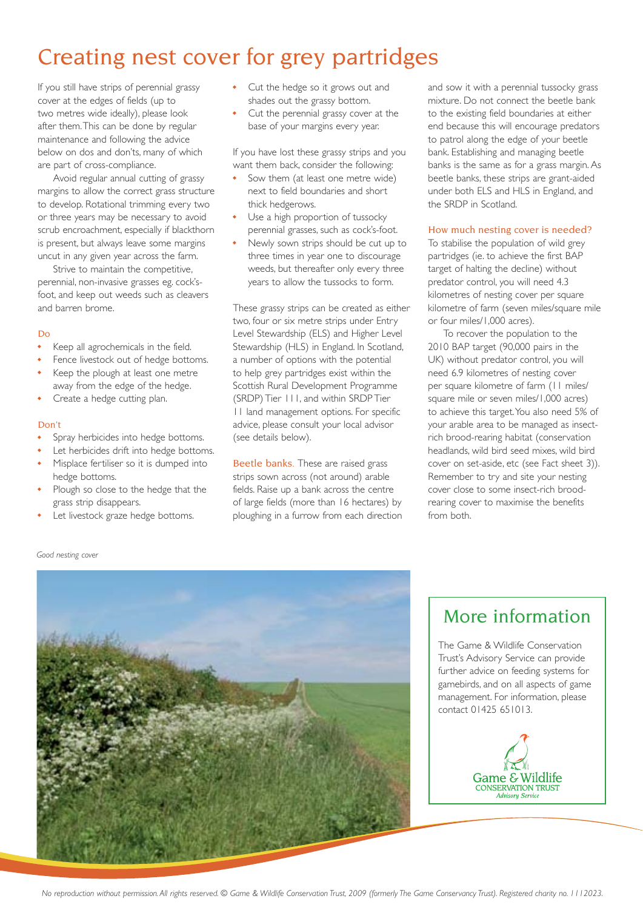# Creating nest cover for grey partridges

If you still have strips of perennial grassy cover at the edges of fields (up to two metres wide ideally), please look after them. This can be done by regular maintenance and following the advice below on dos and don'ts, many of which are part of cross-compliance.

Avoid regular annual cutting of grassy margins to allow the correct grass structure to develop. Rotational trimming every two or three years may be necessary to avoid scrub encroachment, especially if blackthorn is present, but always leave some margins uncut in any given year across the farm.

Strive to maintain the competitive, perennial, non-invasive grasses eg. cock's-foot, and keep out weeds such as cleavers and barren brome.

### Do

- Keep all agrochemicals in the field.
- Fence livestock out of hedge bottoms.
- Keep the plough at least one metre away from the edge of the hedge.
- Create a hedge cutting plan.

### Don't

- Spray herbicides into hedge bottoms.
- Let herbicides drift into hedge bottoms.
- Misplace fertiliser so it is dumped into hedge bottoms.
- Plough so close to the hedge that the grass strip disappears.
- Let livestock graze hedge bottoms.
- Cut the hedge so it grows out and shades out the grassy bottom.
- Cut the perennial grassy cover at the base of your margins every year.

If you have lost these grassy strips and you want them back, consider the following:

- Sow them (at least one metre wide) next to field boundaries and short thick hedgerows.
- Use a high proportion of tussocky perennial grasses, such as cock's-foot.
- Newly sown strips should be cut up to three times in year one to discourage weeds, but thereafter only every three years to allow the tussocks to form.

These grassy strips can be created as either two, four or six metre strips under Entry Level Stewardship (ELS) and Higher Level Stewardship (HLS) in England. In Scotland, a number of options with the potential to help grey partridges exist within the Scottish Rural Development Programme (SRDP) Tier 111, and within SRDP Tier 11 land management options. For specific advice, please consult your local advisor (see details below).

**Beetle banks.** These are raised grass strips sown across (not around) arable fields. Raise up a bank across the centre of large fields (more than 16 hectares) by ploughing in a furrow from each direction and sow it with a perennial tussocky grass mixture. Do not connect the beetle bank to the existing field boundaries at either end because this will encourage predators to patrol along the edge of your beetle bank. Establishing and managing beetle banks is the same as for a grass margin. As beetle banks, these strips are grant-aided under both ELS and HLS in England, and the SRDP in Scotland.

### How much nesting cover is needed?

To stabilise the population of wild grey partridges (ie. to achieve the first BAP target of halting the decline) without predator control, you will need 4.3 kilometres of nesting cover per square kilometre of farm (seven miles/square mile or four miles/1,000 acres).

To recover the population to the 2010 BAP target (90,000 pairs in the UK) without predator control, you will need 6.9 kilometres of nesting cover per square kilometre of farm (11 miles/square mile or seven miles/1,000 acres) to achieve this target. You also need 5% of your arable area to be managed as insect-rich brood-rearing habitat (conservation headlands, wild bird seed mixes, wild bird cover on set-aside, etc (see Fact sheet 3)). Remember to try and site your nesting cover close to some insect-rich brood-rearing cover to maximise the benefits from both.

*Good nesting cover*

## More information

The Game & Wildlife Conservation Trust's Advisory Service can provide further advice on feeding systems for gamebirds, and on all aspects of game management. For information, please contact 01425 651013.

Game & Wildlife CONSERVATION TRUST *Advisory Service*

*No reproduction without permission. All rights reserved. © Game & Wildlife Conservation Trust, 2009 (formerly The Game Conservancy Trust). Registered charity no. 1112023.*